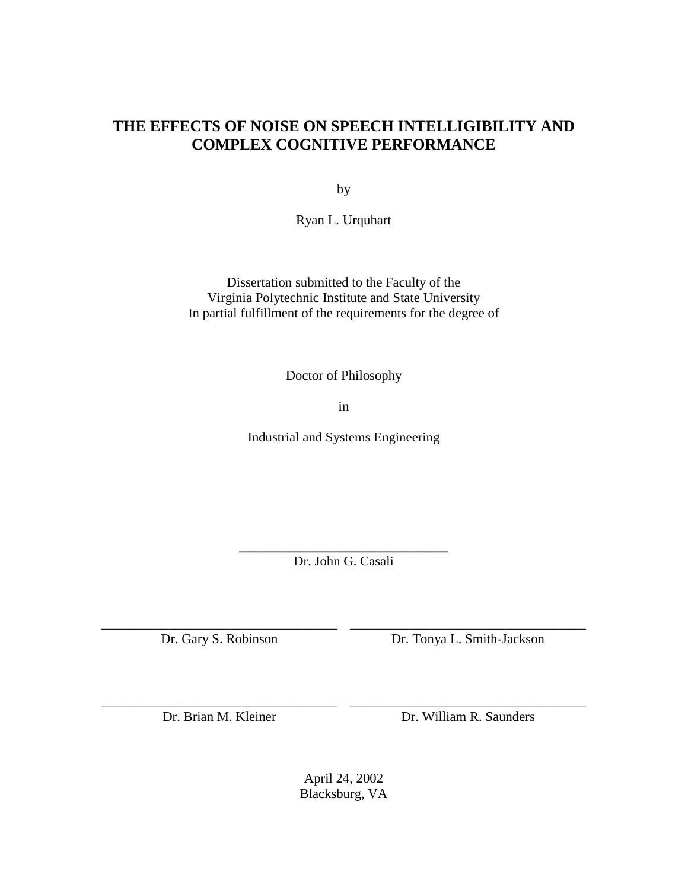# THE EFFECTS OF NOISE ON SPEECH INTELLIGIBILITY AND COMPLEX COGNITIVE PERFORMANCE

by

Ryan L. Urquhart

Dissertation submitted to the Faculty of the
Virginia Polytechnic Institute and State University
In partial fulfillment of the requirements for the degree of

Doctor of Philosophy

in

Industrial and Systems Engineering

______________________________
Dr. John G. Casali

______________________________
Dr. Gary S. Robinson

______________________________
Dr. Tonya L. Smith-Jackson

______________________________
Dr. Brian M. Kleiner

______________________________
Dr. William R. Saunders

April 24, 2002
Blacksburg, VA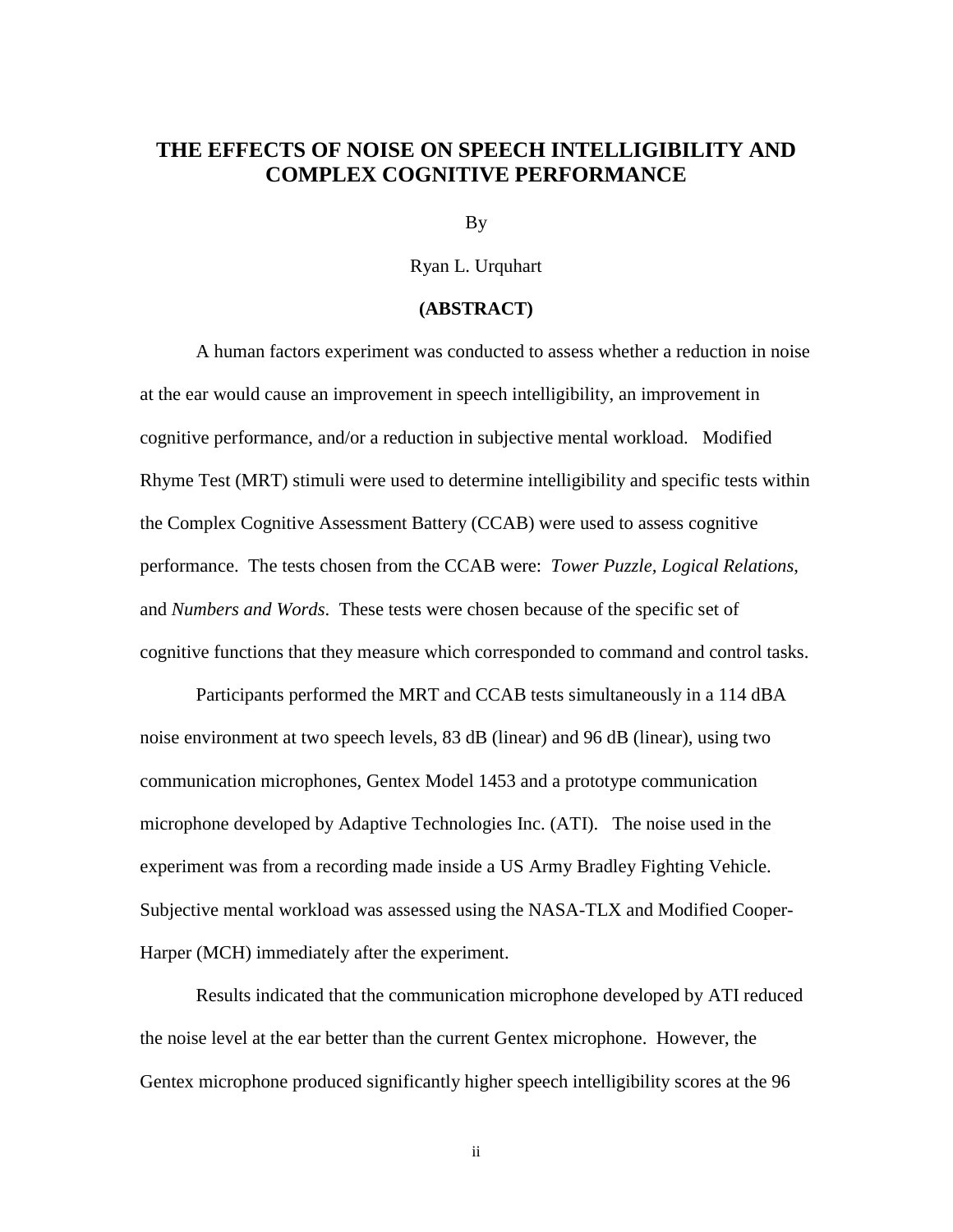# THE EFFECTS OF NOISE ON SPEECH INTELLIGIBILITY AND COMPLEX COGNITIVE PERFORMANCE

By

Ryan L. Urquhart

**(ABSTRACT)**

A human factors experiment was conducted to assess whether a reduction in noise at the ear would cause an improvement in speech intelligibility, an improvement in cognitive performance, and/or a reduction in subjective mental workload. Modified Rhyme Test (MRT) stimuli were used to determine intelligibility and specific tests within the Complex Cognitive Assessment Battery (CCAB) were used to assess cognitive performance. The tests chosen from the CCAB were: *Tower Puzzle*, *Logical Relations*, and *Numbers and Words*. These tests were chosen because of the specific set of cognitive functions that they measure which corresponded to command and control tasks.

Participants performed the MRT and CCAB tests simultaneously in a 114 dBA noise environment at two speech levels, 83 dB (linear) and 96 dB (linear), using two communication microphones, Gentex Model 1453 and a prototype communication microphone developed by Adaptive Technologies Inc. (ATI). The noise used in the experiment was from a recording made inside a US Army Bradley Fighting Vehicle. Subjective mental workload was assessed using the NASA-TLX and Modified Cooper-Harper (MCH) immediately after the experiment.

Results indicated that the communication microphone developed by ATI reduced the noise level at the ear better than the current Gentex microphone. However, the Gentex microphone produced significantly higher speech intelligibility scores at the 96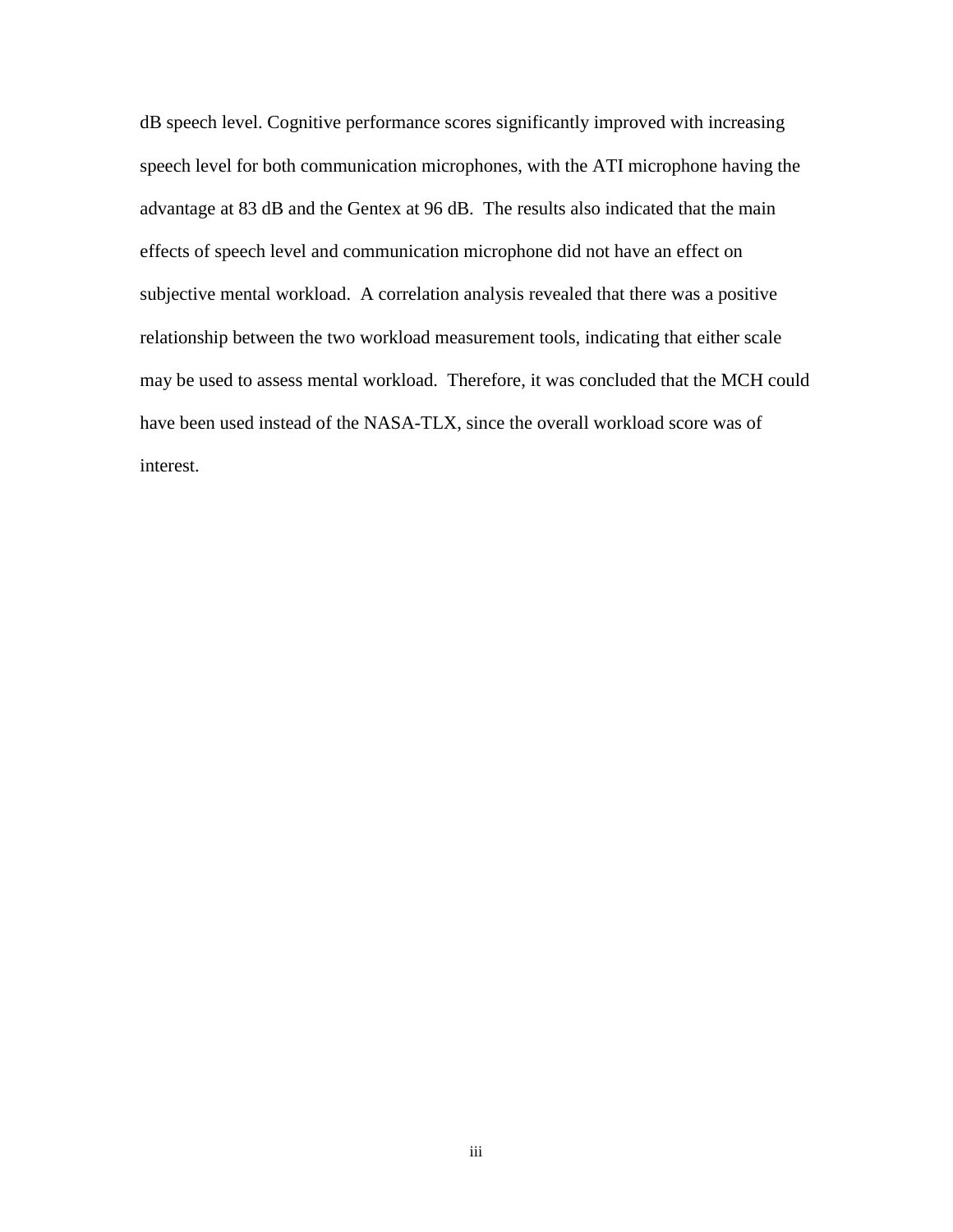dB speech level. Cognitive performance scores significantly improved with increasing speech level for both communication microphones, with the ATI microphone having the advantage at 83 dB and the Gentex at 96 dB. The results also indicated that the main effects of speech level and communication microphone did not have an effect on subjective mental workload. A correlation analysis revealed that there was a positive relationship between the two workload measurement tools, indicating that either scale may be used to assess mental workload. Therefore, it was concluded that the MCH could have been used instead of the NASA-TLX, since the overall workload score was of interest.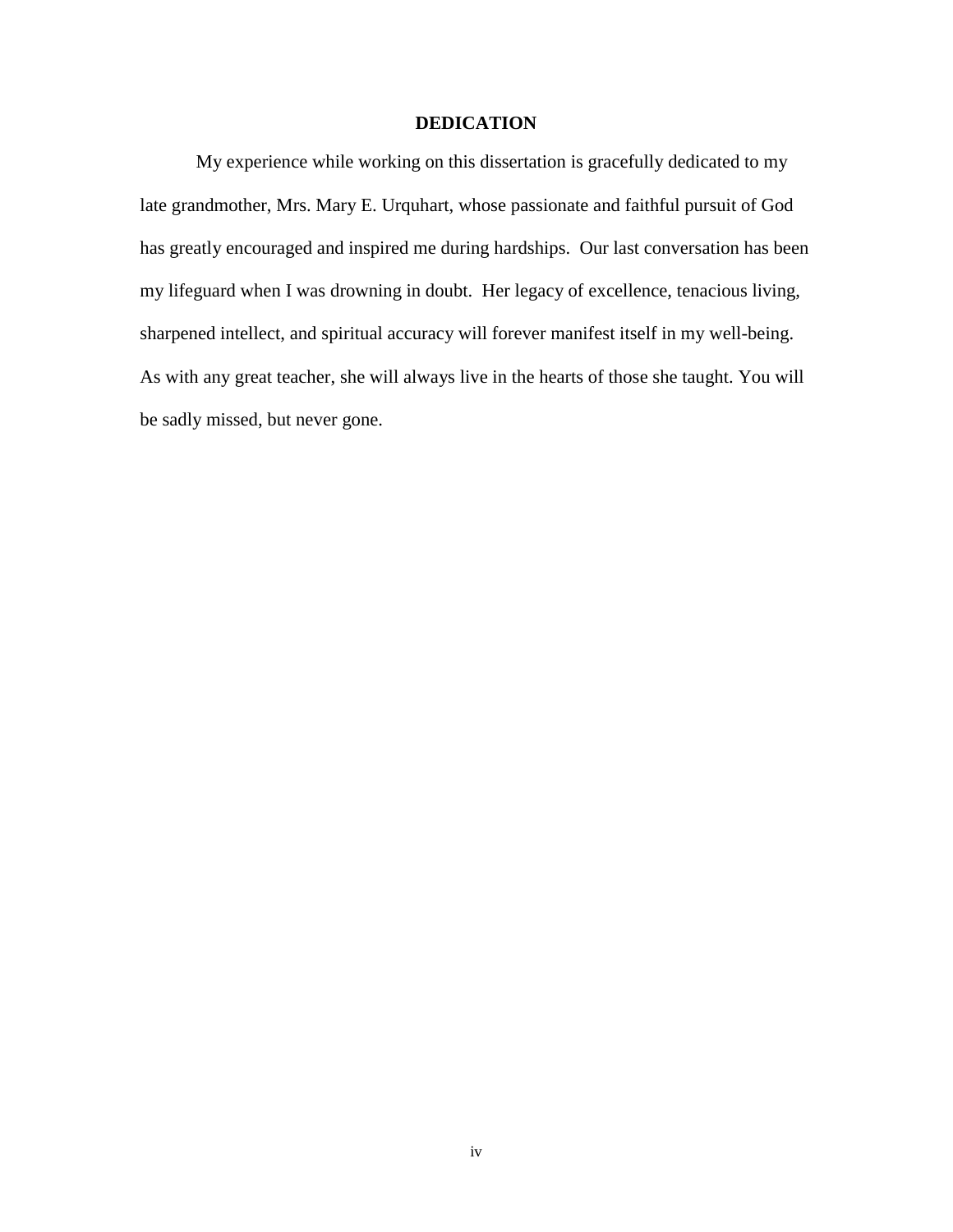# DEDICATION

My experience while working on this dissertation is gracefully dedicated to my late grandmother, Mrs. Mary E. Urquhart, whose passionate and faithful pursuit of God has greatly encouraged and inspired me during hardships. Our last conversation has been my lifeguard when I was drowning in doubt. Her legacy of excellence, tenacious living, sharpened intellect, and spiritual accuracy will forever manifest itself in my well-being. As with any great teacher, she will always live in the hearts of those she taught. You will be sadly missed, but never gone.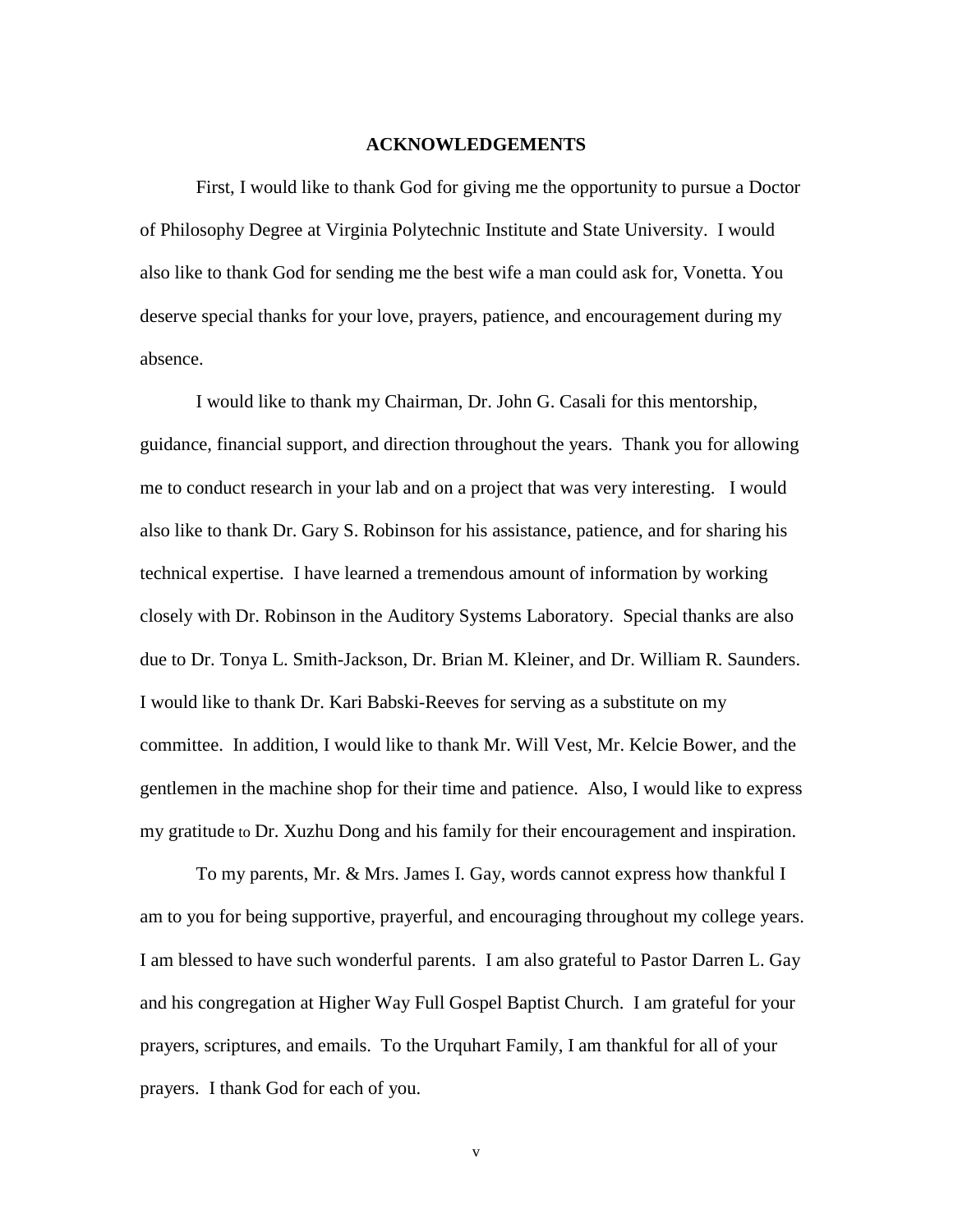## ACKNOWLEDGEMENTS

First, I would like to thank God for giving me the opportunity to pursue a Doctor of Philosophy Degree at Virginia Polytechnic Institute and State University. I would also like to thank God for sending me the best wife a man could ask for, Vonetta. You deserve special thanks for your love, prayers, patience, and encouragement during my absence.

I would like to thank my Chairman, Dr. John G. Casali for this mentorship, guidance, financial support, and direction throughout the years. Thank you for allowing me to conduct research in your lab and on a project that was very interesting. I would also like to thank Dr. Gary S. Robinson for his assistance, patience, and for sharing his technical expertise. I have learned a tremendous amount of information by working closely with Dr. Robinson in the Auditory Systems Laboratory. Special thanks are also due to Dr. Tonya L. Smith-Jackson, Dr. Brian M. Kleiner, and Dr. William R. Saunders. I would like to thank Dr. Kari Babski-Reeves for serving as a substitute on my committee. In addition, I would like to thank Mr. Will Vest, Mr. Kelcie Bower, and the gentlemen in the machine shop for their time and patience. Also, I would like to express my gratitude to Dr. Xuzhu Dong and his family for their encouragement and inspiration.

To my parents, Mr. & Mrs. James I. Gay, words cannot express how thankful I am to you for being supportive, prayerful, and encouraging throughout my college years. I am blessed to have such wonderful parents. I am also grateful to Pastor Darren L. Gay and his congregation at Higher Way Full Gospel Baptist Church. I am grateful for your prayers, scriptures, and emails. To the Urquhart Family, I am thankful for all of your prayers. I thank God for each of you.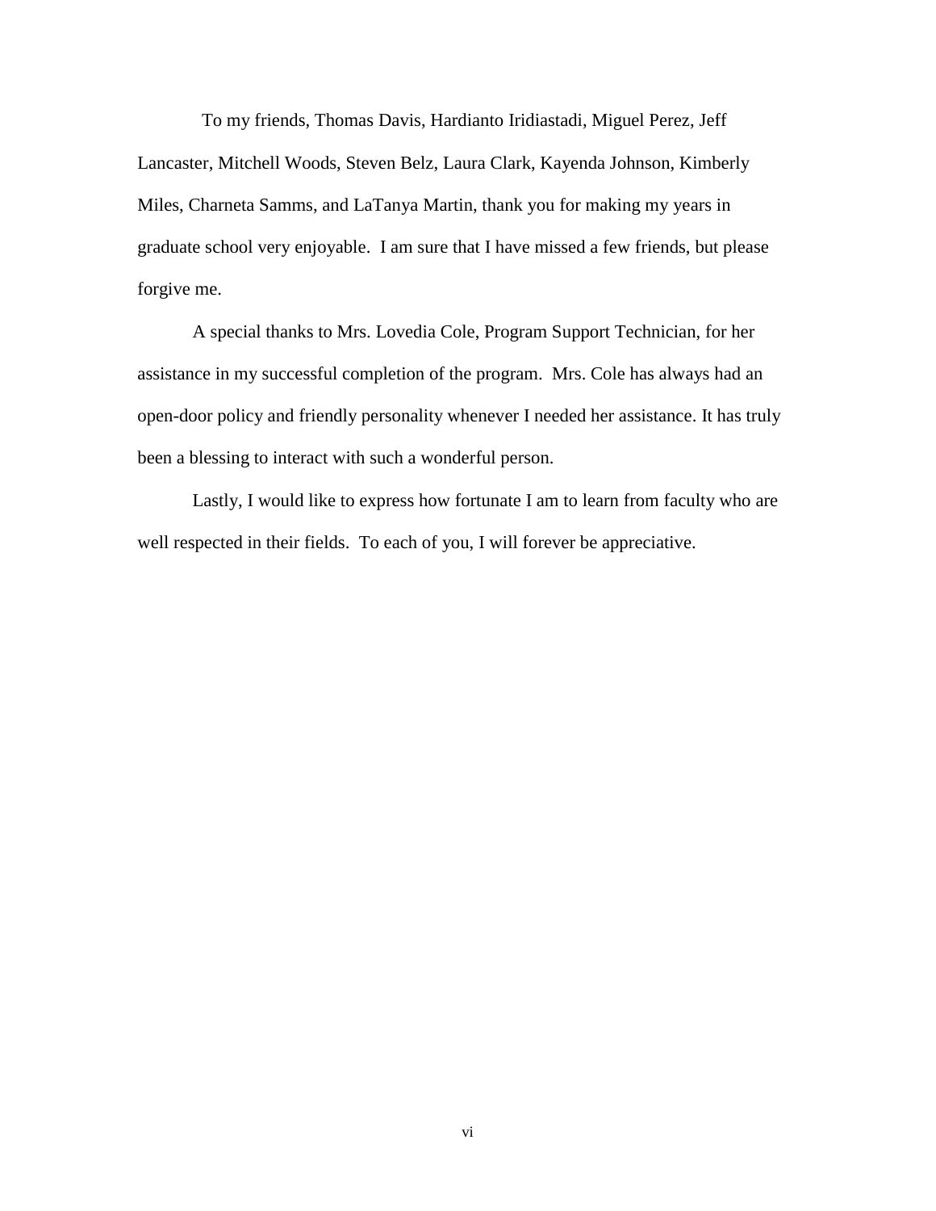To my friends, Thomas Davis, Hardianto Iridiastadi, Miguel Perez, Jeff Lancaster, Mitchell Woods, Steven Belz, Laura Clark, Kayenda Johnson, Kimberly Miles, Charneta Samms, and LaTanya Martin, thank you for making my years in graduate school very enjoyable. I am sure that I have missed a few friends, but please forgive me.

A special thanks to Mrs. Lovedia Cole, Program Support Technician, for her assistance in my successful completion of the program. Mrs. Cole has always had an open-door policy and friendly personality whenever I needed her assistance. It has truly been a blessing to interact with such a wonderful person.

Lastly, I would like to express how fortunate I am to learn from faculty who are well respected in their fields. To each of you, I will forever be appreciative.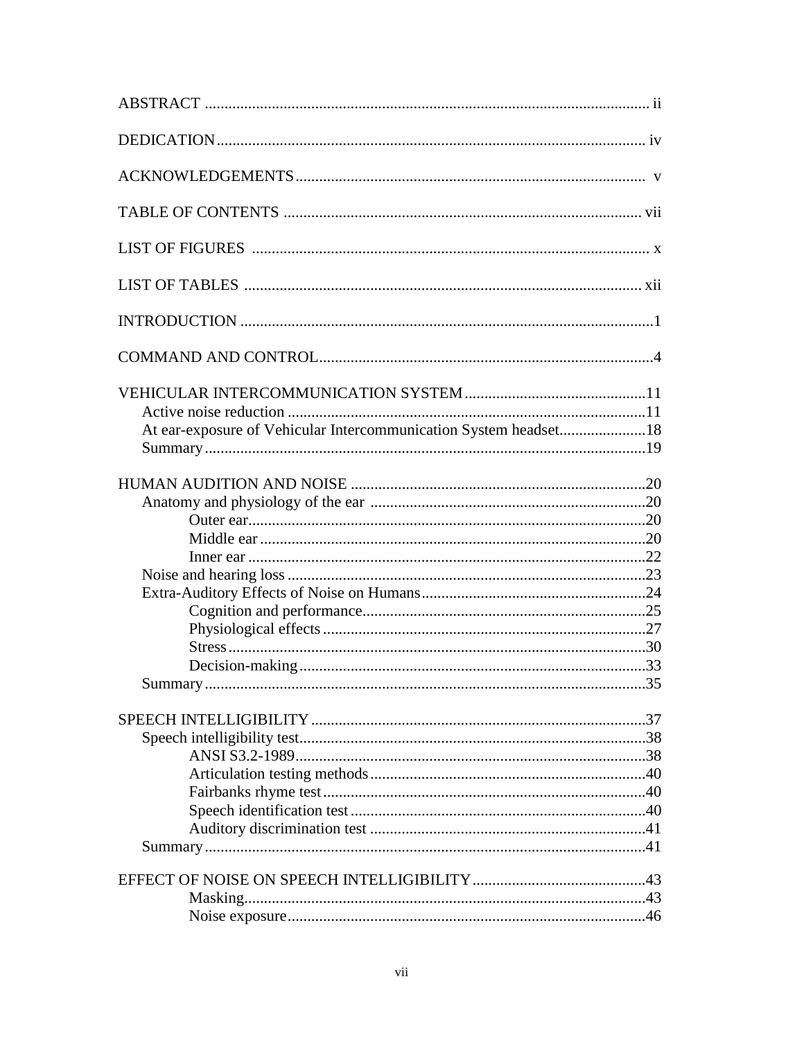ABSTRACT ........................................................................................................ ii

DEDICATION.................................................................................................... iv

ACKNOWLEDGEMENTS................................................................................ v

TABLE OF CONTENTS .................................................................................. vii

LIST OF FIGURES ............................................................................................ x

LIST OF TABLES ............................................................................................. xii

INTRODUCTION ...............................................................................................1

COMMAND AND CONTROL............................................................................4

VEHICULAR INTERCOMMUNICATION SYSTEM ......................................11
- Active noise reduction .................................................................................11
- At ear-exposure of Vehicular Intercommunication System headset...................18
- Summary.....................................................................................................19

HUMAN AUDITION AND NOISE ...................................................................20
- Anatomy and physiology of the ear ...............................................................20
  - Outer ear..........................................................................................20
  - Middle ear .......................................................................................20
  - Inner ear ..........................................................................................22
- Noise and hearing loss ................................................................................23
- Extra-Auditory Effects of Noise on Humans...................................................24
  - Cognition and performance.................................................................25
  - Physiological effects ..........................................................................27
  - Stress...............................................................................................30
  - Decision-making ...............................................................................33
- Summary.....................................................................................................35

SPEECH INTELLIGIBILITY .............................................................................37
- Speech intelligibility test..............................................................................38
  - ANSI S3.2-1989.................................................................................38
  - Articulation testing methods ...............................................................40
  - Fairbanks rhyme test ..........................................................................40
  - Speech identification test ...................................................................40
  - Auditory discrimination test ...............................................................41
- Summary.....................................................................................................41

EFFECT OF NOISE ON SPEECH INTELLIGIBILITY ......................................43
  - Masking............................................................................................43
  - Noise exposure...................................................................................46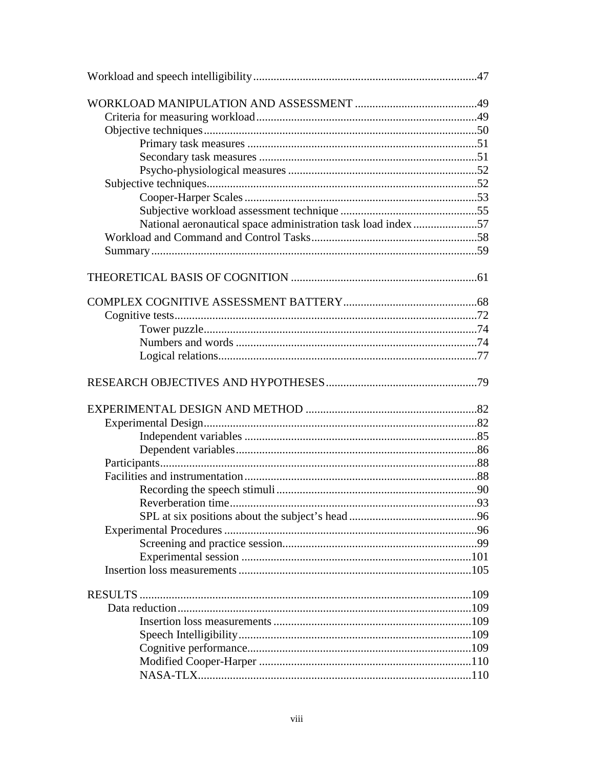Workload and speech intelligibility ............................................................................47

WORKLOAD MANIPULATION AND ASSESSMENT ..........................................49
- Criteria for measuring workload ...........................................................................49
- Objective techniques .............................................................................................50
  - Primary task measures ...............................................................................51
  - Secondary task measures ...........................................................................51
  - Psycho-physiological measures .................................................................52
- Subjective techniques .............................................................................................52
  - Cooper-Harper Scales ................................................................................53
  - Subjective workload assessment technique ...............................................55
  - National aeronautical space administration task load index ......................57
- Workload and Command and Control Tasks .........................................................58
- Summary ...............................................................................................................59

THEORETICAL BASIS OF COGNITION ................................................................61

COMPLEX COGNITIVE ASSESSMENT BATTERY ..............................................68
- Cognitive tests .......................................................................................................72
  - Tower puzzle ..............................................................................................74
  - Numbers and words ...................................................................................74
  - Logical relations .........................................................................................77

RESEARCH OBJECTIVES AND HYPOTHESES ....................................................79

EXPERIMENTAL DESIGN AND METHOD ...........................................................82
- Experimental Design .............................................................................................82
  - Independent variables ................................................................................85
  - Dependent variables ...................................................................................86
- Participants ............................................................................................................88
- Facilities and instrumentation ................................................................................88
  - Recording the speech stimuli .....................................................................90
  - Reverberation time .....................................................................................93
  - SPL at six positions about the subject's head ............................................96
- Experimental Procedures .......................................................................................96
  - Screening and practice session ...................................................................99
  - Experimental session ...............................................................................101
- Insertion loss measurements ................................................................................105

RESULTS ..................................................................................................................109
- Data reduction .....................................................................................................109
  - Insertion loss measurements ....................................................................109
  - Speech Intelligibility ................................................................................109
  - Cognitive performance .............................................................................109
  - Modified Cooper-Harper .........................................................................110
  - NASA-TLX ..............................................................................................110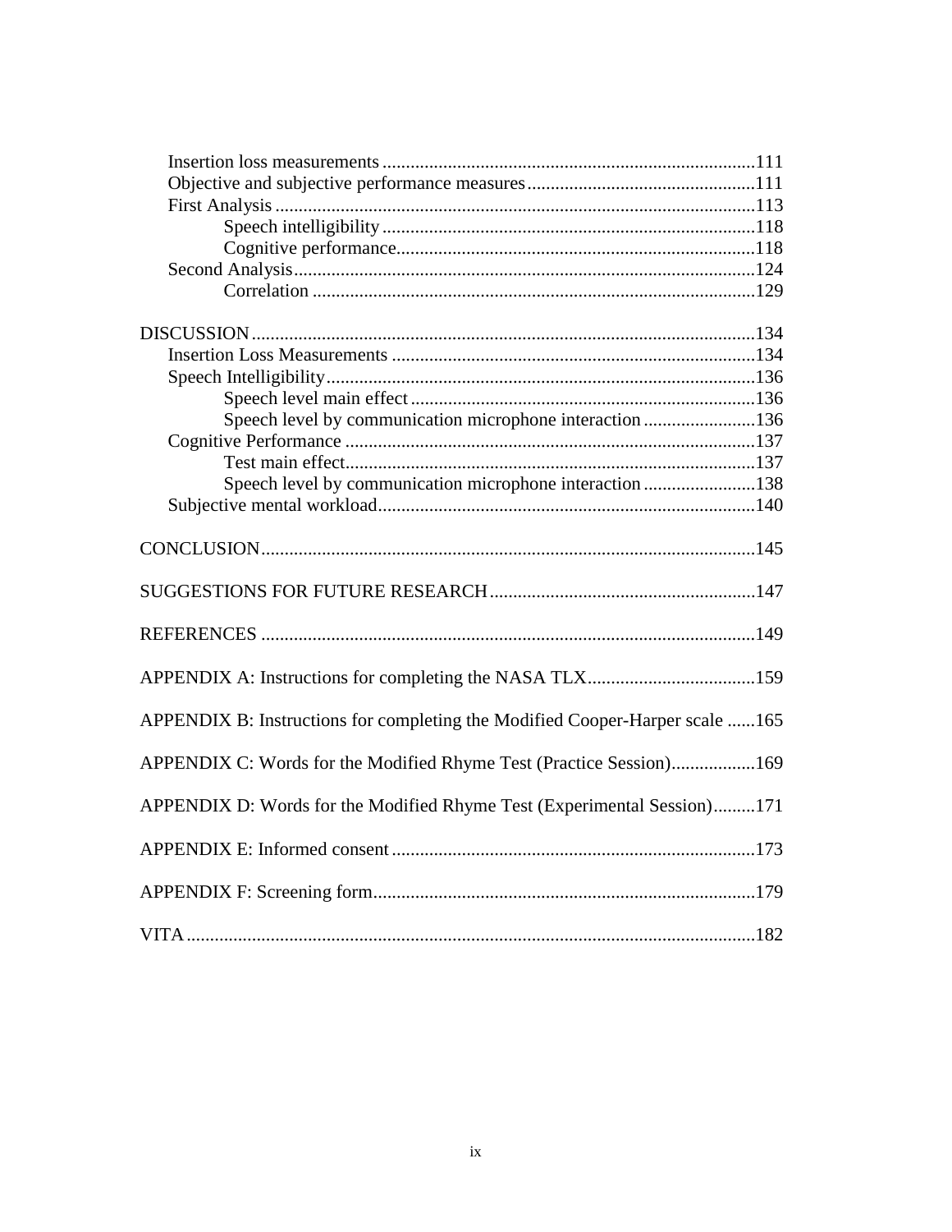- Insertion loss measurements ....................................................111
- Objective and subjective performance measures ..............................111
- First Analysis ..........................................................................113
  - Speech intelligibility .............................................................118
  - Cognitive performance.............................................................118
- Second Analysis.........................................................................124
  - Correlation ..............................................................................129

DISCUSSION ..................................................................................134

- Insertion Loss Measurements ....................................................134
- Speech Intelligibility..................................................................136
  - Speech level main effect .........................................................136
  - Speech level by communication microphone interaction ..................136
- Cognitive Performance ...............................................................137
  - Test main effect.......................................................................137
  - Speech level by communication microphone interaction ..................138
- Subjective mental workload.........................................................140

CONCLUSION..................................................................................145

SUGGESTIONS FOR FUTURE RESEARCH ...........................................147

REFERENCES .................................................................................149

APPENDIX A: Instructions for completing the NASA TLX..........................159

APPENDIX B: Instructions for completing the Modified Cooper-Harper scale ......165

APPENDIX C: Words for the Modified Rhyme Test (Practice Session)..................169

APPENDIX D: Words for the Modified Rhyme Test (Experimental Session).........171

APPENDIX E: Informed consent ..............................................................173

APPENDIX F: Screening form.................................................................179

VITA ...............................................................................................182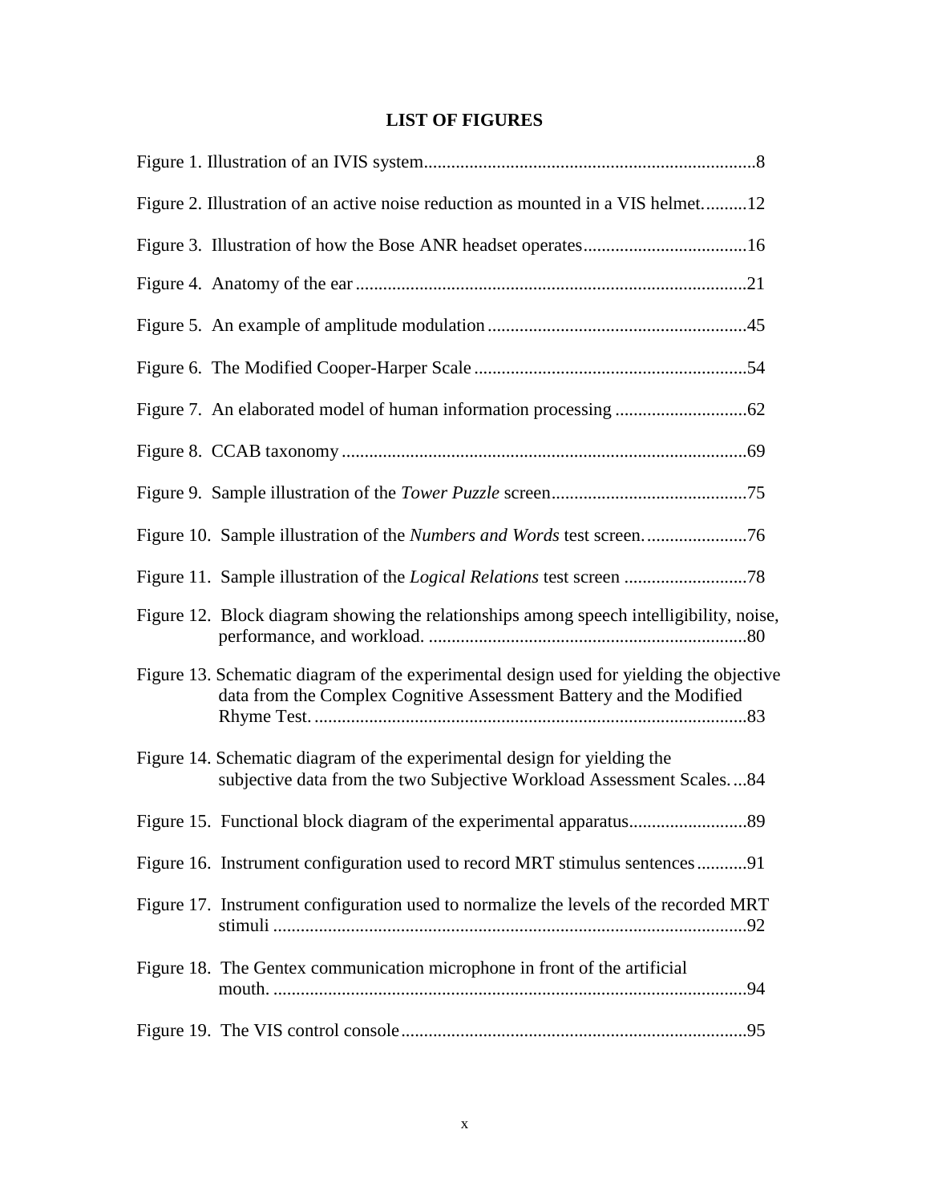# LIST OF FIGURES

Figure 1. Illustration of an IVIS system........................................................................8

Figure 2. Illustration of an active noise reduction as mounted in a VIS helmet..........12

Figure 3. Illustration of how the Bose ANR headset operates....................................16

Figure 4. Anatomy of the ear.....................................................................................21

Figure 5. An example of amplitude modulation.........................................................45

Figure 6. The Modified Cooper-Harper Scale............................................................54

Figure 7. An elaborated model of human information processing .............................62

Figure 8. CCAB taxonomy.........................................................................................69

Figure 9. Sample illustration of the *Tower Puzzle* screen...........................................75

Figure 10. Sample illustration of the *Numbers and Words* test screen.......................76

Figure 11. Sample illustration of the *Logical Relations* test screen ...........................78

Figure 12. Block diagram showing the relationships among speech intelligibility, noise, performance, and workload. ......................................................................80

Figure 13. Schematic diagram of the experimental design used for yielding the objective data from the Complex Cognitive Assessment Battery and the Modified Rhyme Test. ...............................................................................................83

Figure 14. Schematic diagram of the experimental design for yielding the subjective data from the two Subjective Workload Assessment Scales....84

Figure 15. Functional block diagram of the experimental apparatus..........................89

Figure 16. Instrument configuration used to record MRT stimulus sentences...........91

Figure 17. Instrument configuration used to normalize the levels of the recorded MRT stimuli .......................................................................................................92

Figure 18. The Gentex communication microphone in front of the artificial mouth. ........................................................................................................94

Figure 19. The VIS control console............................................................................95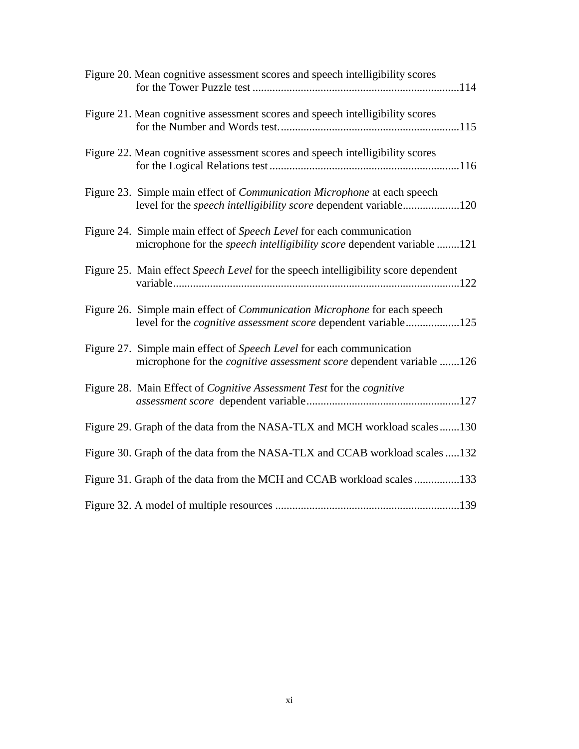Figure 20. Mean cognitive assessment scores and speech intelligibility scores for the Tower Puzzle test .........................................................................114

Figure 21. Mean cognitive assessment scores and speech intelligibility scores for the Number and Words test...............................................................115

Figure 22. Mean cognitive assessment scores and speech intelligibility scores for the Logical Relations test ...................................................................116

Figure 23. Simple main effect of *Communication Microphone* at each speech level for the *speech intelligibility score* dependent variable....................120

Figure 24. Simple main effect of *Speech Level* for each communication microphone for the *speech intelligibility score* dependent variable ........121

Figure 25. Main effect *Speech Level* for the speech intelligibility score dependent variable.....................................................................................................122

Figure 26. Simple main effect of *Communication Microphone* for each speech level for the *cognitive assessment score* dependent variable...................125

Figure 27. Simple main effect of *Speech Level* for each communication microphone for the *cognitive assessment score* dependent variable .......126

Figure 28. Main Effect of *Cognitive Assessment Test* for the *cognitive assessment score* dependent variable......................................................127

Figure 29. Graph of the data from the NASA-TLX and MCH workload scales.......130

Figure 30. Graph of the data from the NASA-TLX and CCAB workload scales .....132

Figure 31. Graph of the data from the MCH and CCAB workload scales ................133

Figure 32. A model of multiple resources .................................................................139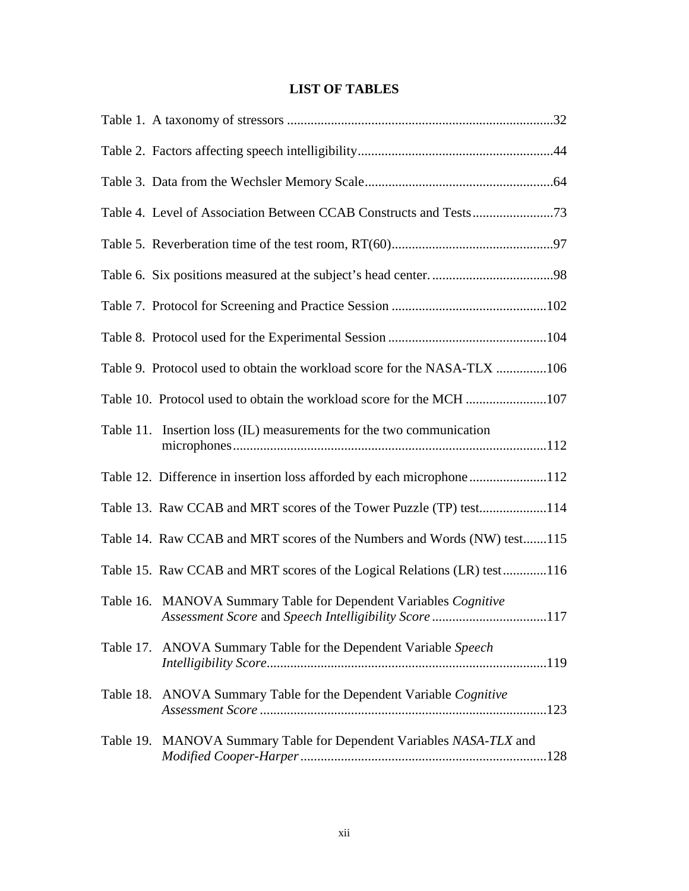# LIST OF TABLES

Table 1. A taxonomy of stressors ....................................................................................32

Table 2. Factors affecting speech intelligibility.........................................................44

Table 3. Data from the Wechsler Memory Scale.......................................................64

Table 4. Level of Association Between CCAB Constructs and Tests........................73

Table 5. Reverberation time of the test room, RT(60)................................................97

Table 6. Six positions measured at the subject's head center. ....................................98

Table 7. Protocol for Screening and Practice Session .............................................102

Table 8. Protocol used for the Experimental Session ...............................................104

Table 9. Protocol used to obtain the workload score for the NASA-TLX ...............106

Table 10. Protocol used to obtain the workload score for the MCH ........................107

Table 11. Insertion loss (IL) measurements for the two communication microphones............................................................................................112

Table 12. Difference in insertion loss afforded by each microphone.......................112

Table 13. Raw CCAB and MRT scores of the Tower Puzzle (TP) test....................114

Table 14. Raw CCAB and MRT scores of the Numbers and Words (NW) test.......115

Table 15. Raw CCAB and MRT scores of the Logical Relations (LR) test.............116

Table 16. MANOVA Summary Table for Dependent Variables *Cognitive Assessment Score* and *Speech Intelligibility Score* ..................................117

Table 17. ANOVA Summary Table for the Dependent Variable *Speech Intelligibility Score*..................................................................................119

Table 18. ANOVA Summary Table for the Dependent Variable *Cognitive Assessment Score* ....................................................................................123

Table 19. MANOVA Summary Table for Dependent Variables *NASA-TLX* and *Modified Cooper-Harper* .........................................................................128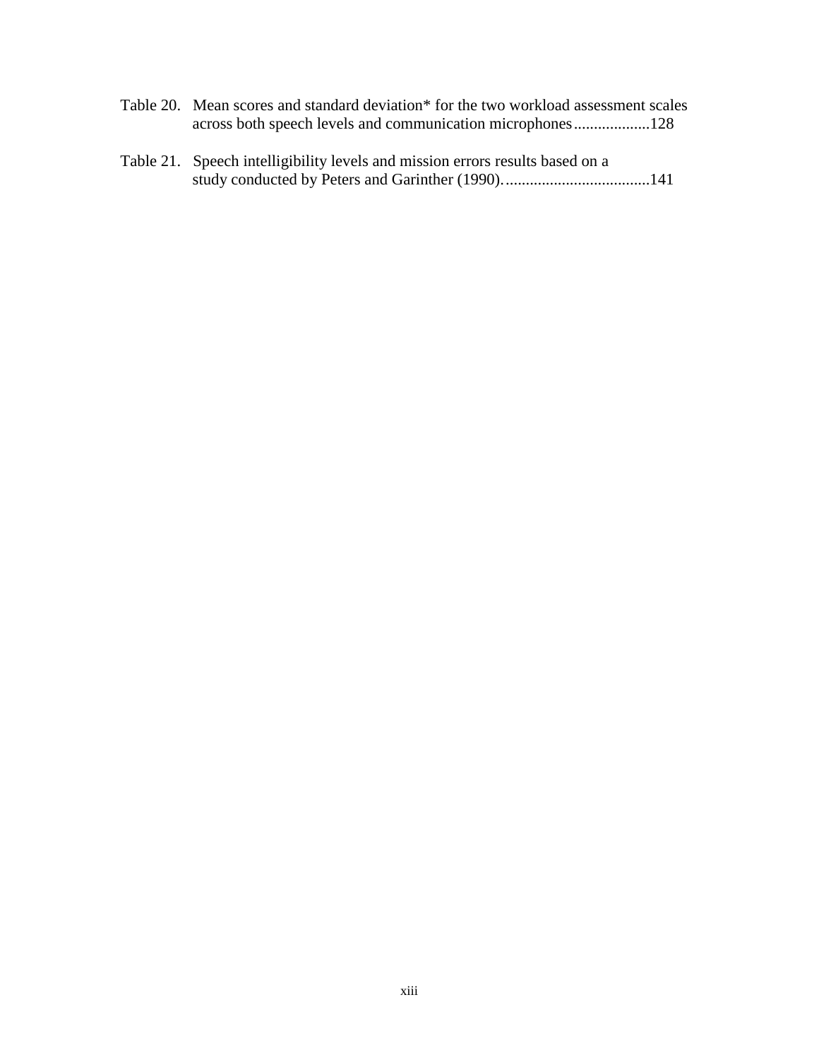Table 20. Mean scores and standard deviation* for the two workload assessment scales across both speech levels and communication microphones..................128

Table 21. Speech intelligibility levels and mission errors results based on a study conducted by Peters and Garinther (1990)....................................141